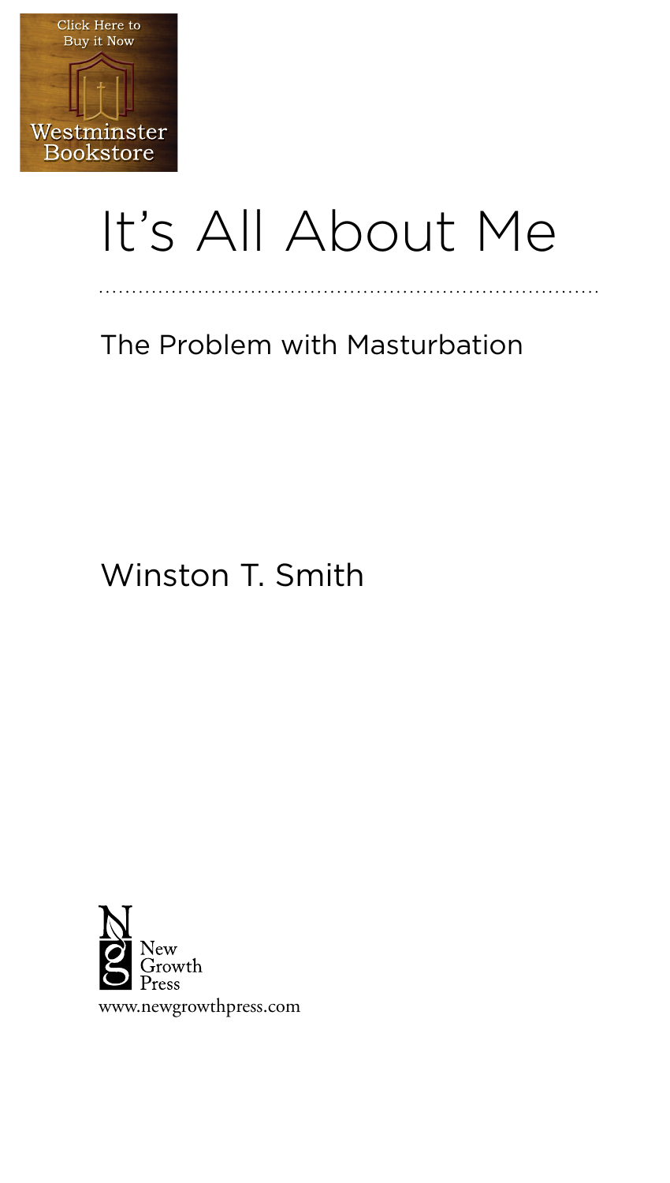Click Here to Buy it Now

Westminster Bookstore

# It's All About Me

## The Problem with Masturbation

Winston T. Smith

New Growth Press

www.newgrowthpress.com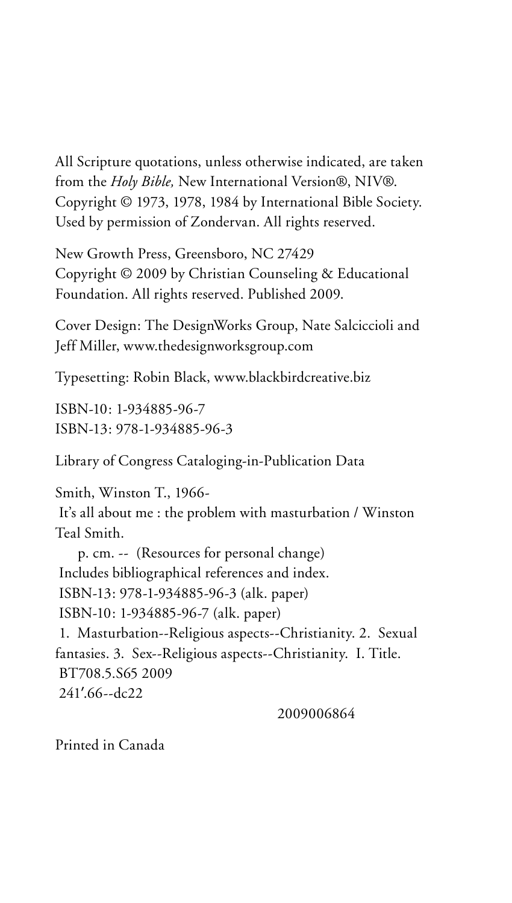All Scripture quotations, unless otherwise indicated, are taken from the *Holy Bible,* New International Version®, NIV®. Copyright © 1973, 1978, 1984 by International Bible Society. Used by permission of Zondervan. All rights reserved.

New Growth Press, Greensboro, NC 27429
Copyright © 2009 by Christian Counseling & Educational Foundation. All rights reserved. Published 2009.

Cover Design: The DesignWorks Group, Nate Salciccioli and Jeff Miller, www.thedesignworksgroup.com

Typesetting: Robin Black, www.blackbirdcreative.biz

ISBN-10: 1-934885-96-7
ISBN-13: 978-1-934885-96-3

Library of Congress Cataloging-in-Publication Data

Smith, Winston T., 1966-
It's all about me : the problem with masturbation / Winston Teal Smith.
p. cm. -- (Resources for personal change)
Includes bibliographical references and index.
ISBN-13: 978-1-934885-96-3 (alk. paper)
ISBN-10: 1-934885-96-7 (alk. paper)
1. Masturbation--Religious aspects--Christianity. 2. Sexual fantasies. 3. Sex--Religious aspects--Christianity. I. Title.
BT708.5.S65 2009
241′.66--dc22

2009006864

Printed in Canada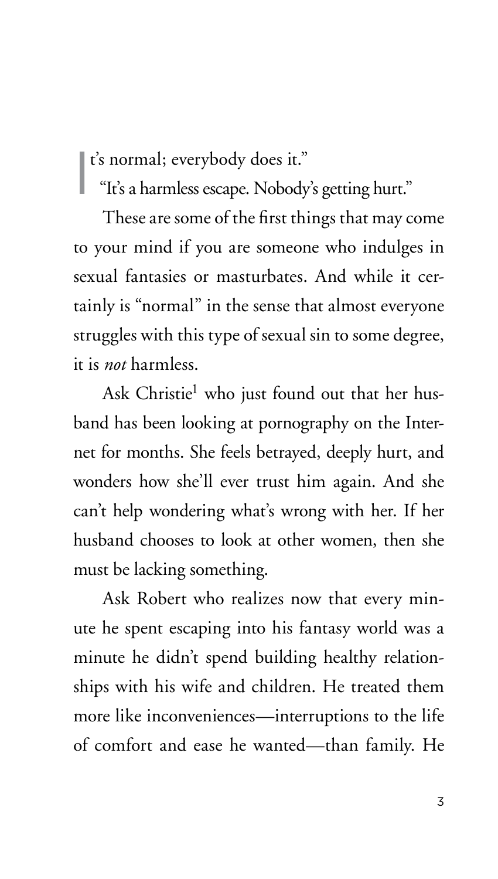"It's normal; everybody does it."

"It's a harmless escape. Nobody's getting hurt."

These are some of the first things that may come to your mind if you are someone who indulges in sexual fantasies or masturbates. And while it certainly is "normal" in the sense that almost everyone struggles with this type of sexual sin to some degree, it is *not* harmless.

Ask Christie[1] who just found out that her husband has been looking at pornography on the Internet for months. She feels betrayed, deeply hurt, and wonders how she'll ever trust him again. And she can't help wondering what's wrong with her. If her husband chooses to look at other women, then she must be lacking something.

Ask Robert who realizes now that every minute he spent escaping into his fantasy world was a minute he didn't spend building healthy relationships with his wife and children. He treated them more like inconveniences—interruptions to the life of comfort and ease he wanted—than family. He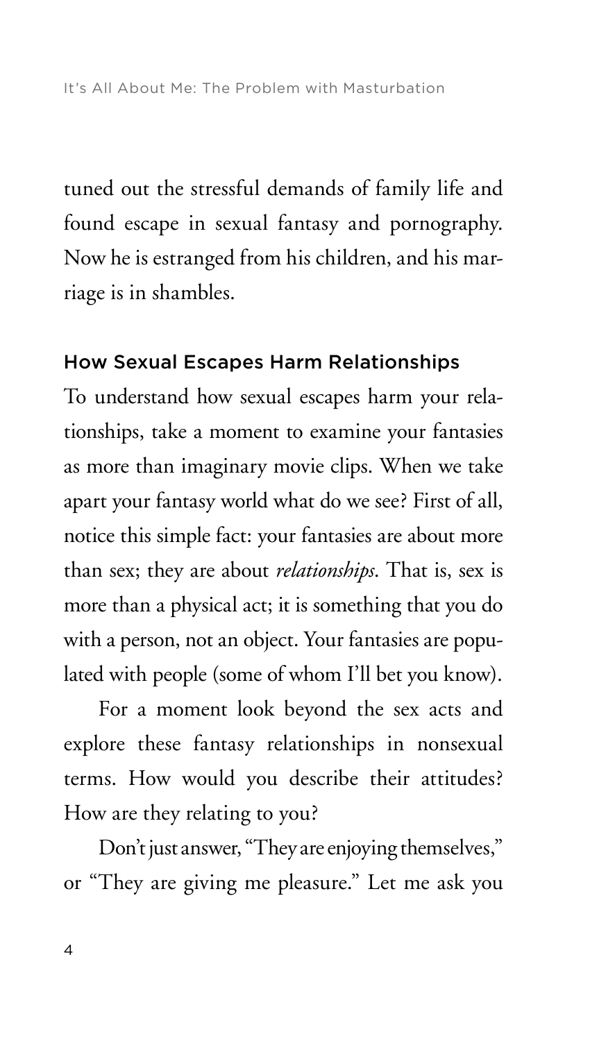tuned out the stressful demands of family life and found escape in sexual fantasy and pornography. Now he is estranged from his children, and his marriage is in shambles.

## How Sexual Escapes Harm Relationships

To understand how sexual escapes harm your relationships, take a moment to examine your fantasies as more than imaginary movie clips. When we take apart your fantasy world what do we see? First of all, notice this simple fact: your fantasies are about more than sex; they are about *relationships*. That is, sex is more than a physical act; it is something that you do with a person, not an object. Your fantasies are populated with people (some of whom I'll bet you know).

For a moment look beyond the sex acts and explore these fantasy relationships in nonsexual terms. How would you describe their attitudes? How are they relating to you?

Don't just answer, "They are enjoying themselves," or "They are giving me pleasure." Let me ask you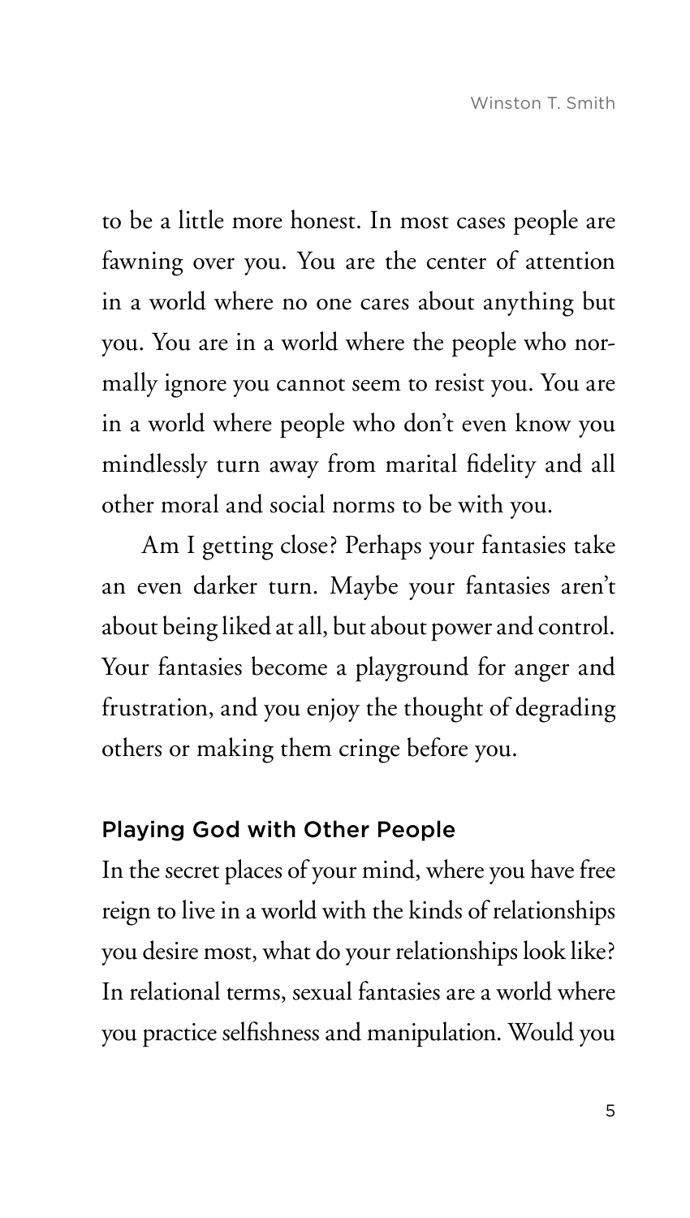to be a little more honest. In most cases people are fawning over you. You are the center of attention in a world where no one cares about anything but you. You are in a world where the people who normally ignore you cannot seem to resist you. You are in a world where people who don't even know you mindlessly turn away from marital fidelity and all other moral and social norms to be with you.

Am I getting close? Perhaps your fantasies take an even darker turn. Maybe your fantasies aren't about being liked at all, but about power and control. Your fantasies become a playground for anger and frustration, and you enjoy the thought of degrading others or making them cringe before you.

## Playing God with Other People

In the secret places of your mind, where you have free reign to live in a world with the kinds of relationships you desire most, what do your relationships look like? In relational terms, sexual fantasies are a world where you practice selfishness and manipulation. Would you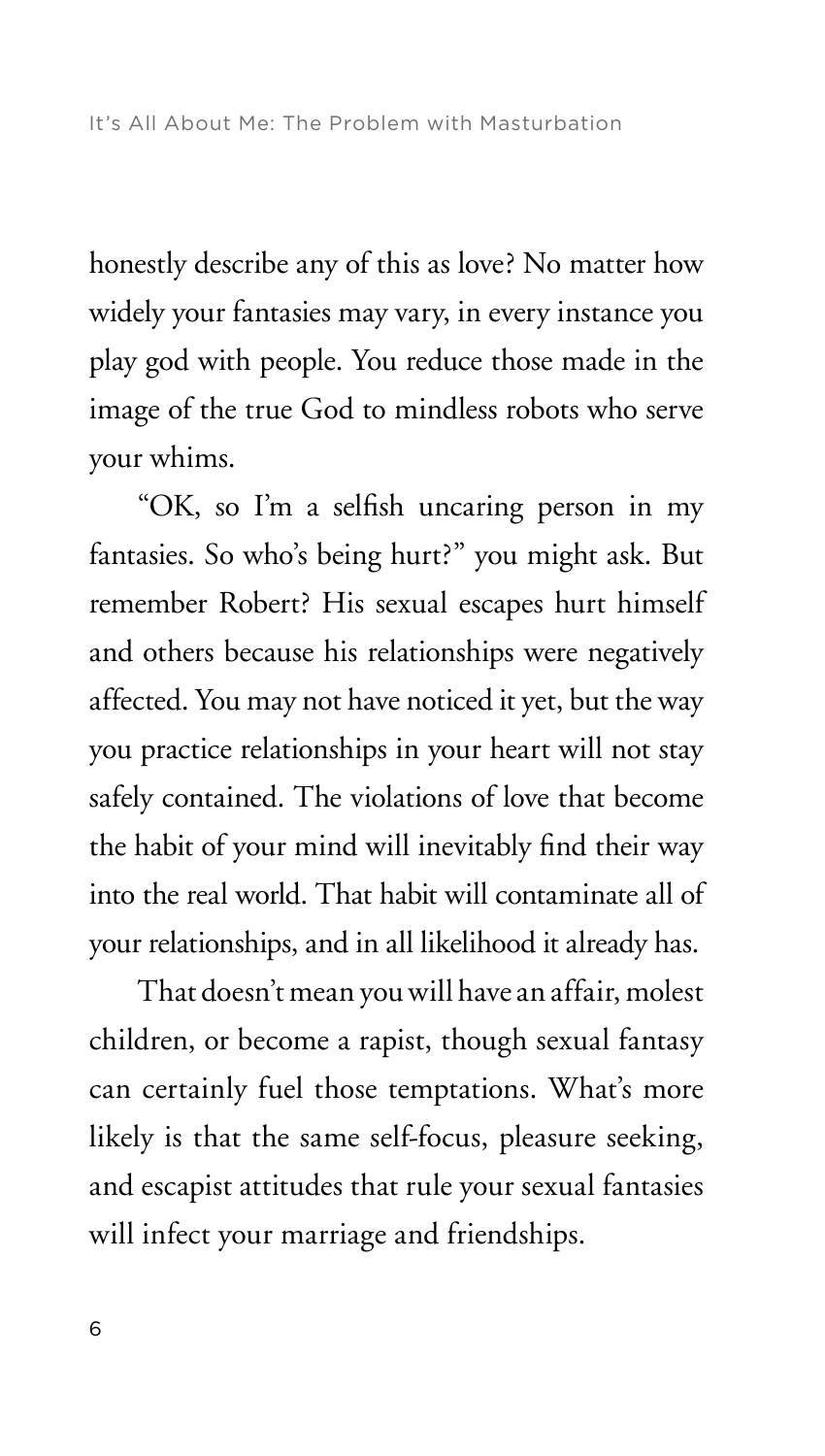honestly describe any of this as love? No matter how widely your fantasies may vary, in every instance you play god with people. You reduce those made in the image of the true God to mindless robots who serve your whims.

"OK, so I'm a selfish uncaring person in my fantasies. So who's being hurt?" you might ask. But remember Robert? His sexual escapes hurt himself and others because his relationships were negatively affected. You may not have noticed it yet, but the way you practice relationships in your heart will not stay safely contained. The violations of love that become the habit of your mind will inevitably find their way into the real world. That habit will contaminate all of your relationships, and in all likelihood it already has.

That doesn't mean you will have an affair, molest children, or become a rapist, though sexual fantasy can certainly fuel those temptations. What's more likely is that the same self-focus, pleasure seeking, and escapist attitudes that rule your sexual fantasies will infect your marriage and friendships.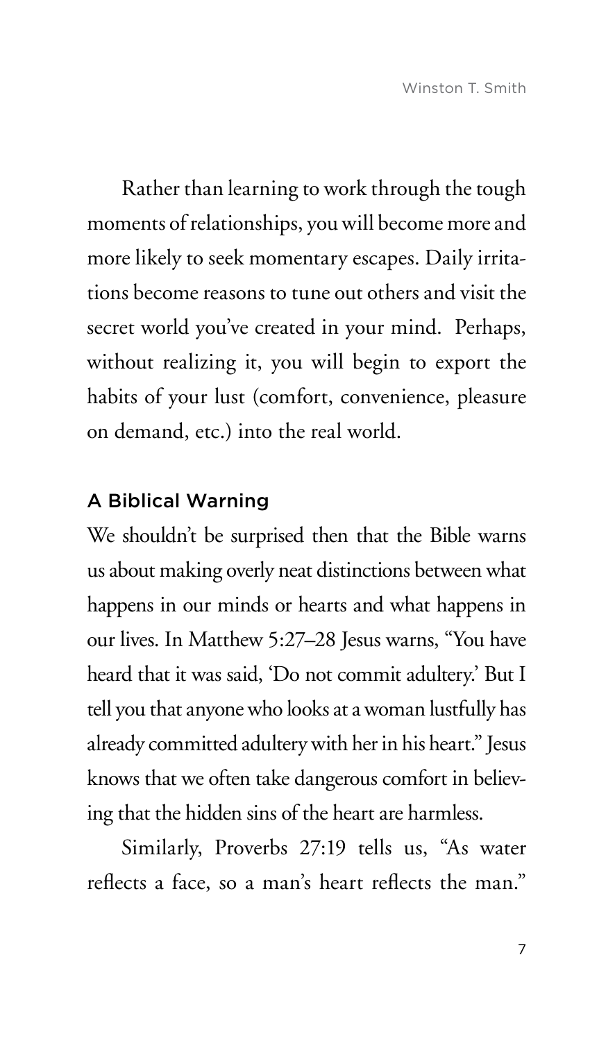Rather than learning to work through the tough moments of relationships, you will become more and more likely to seek momentary escapes. Daily irritations become reasons to tune out others and visit the secret world you've created in your mind. Perhaps, without realizing it, you will begin to export the habits of your lust (comfort, convenience, pleasure on demand, etc.) into the real world.

## A Biblical Warning

We shouldn't be surprised then that the Bible warns us about making overly neat distinctions between what happens in our minds or hearts and what happens in our lives. In Matthew 5:27–28 Jesus warns, "You have heard that it was said, 'Do not commit adultery.' But I tell you that anyone who looks at a woman lustfully has already committed adultery with her in his heart." Jesus knows that we often take dangerous comfort in believing that the hidden sins of the heart are harmless.

Similarly, Proverbs 27:19 tells us, "As water reflects a face, so a man's heart reflects the man."